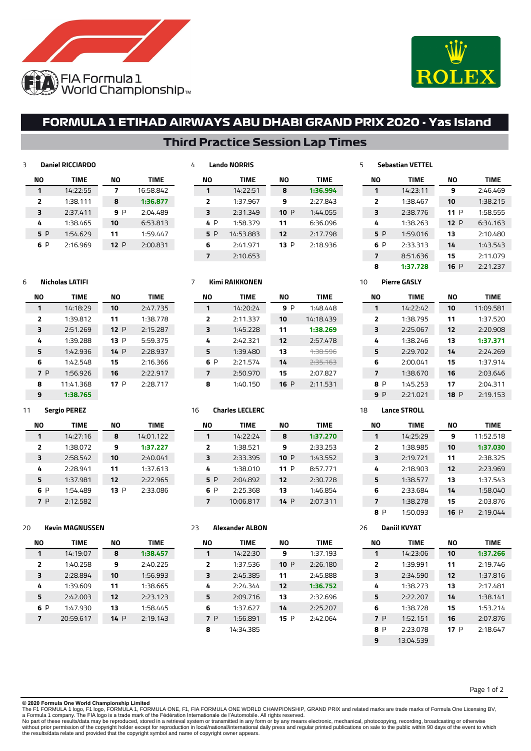FIA Formula 1 World Championship

# FORMULA 1 ETIHAD AIRWAYS ABU DHABI GRAND PRIX 2020 - Yas Island

## Third Practice Session Lap Times

### 3 Daniel RICCIARDO

| NO | TIME | NO | TIME |
|---|---|---|---|
| 1 | 14:22:55 | 7 | 16:58.842 |
| 2 | 1:38.111 | 8 | **1:36.877** |
| 3 | 2:37.411 | 9 P | 2:04.489 |
| 4 | 1:38.465 | 10 | 6:53.813 |
| 5 P | 1:54.629 | 11 | 1:59.447 |
| 6 P | 2:16.969 | 12 P | 2:00.831 |

### 4 Lando NORRIS

| NO | TIME | NO | TIME |
|---|---|---|---|
| 1 | 14:22:51 | 8 | **1:36.994** |
| 2 | 1:37.967 | 9 | 2:27.843 |
| 3 | 2:31.349 | 10 P | 1:44.055 |
| 4 P | 1:58.379 | 11 | 6:36.096 |
| 5 P | 14:53.883 | 12 | 2:17.798 |
| 6 | 2:41.971 | 13 P | 2:18.936 |
| 7 | 2:10.653 | | |

### 5 Sebastian VETTEL

| NO | TIME | NO | TIME |
|---|---|---|---|
| 1 | 14:23:11 | 9 | 2:46.469 |
| 2 | 1:38.467 | 10 | 1:38.215 |
| 3 | 2:38.776 | 11 P | 1:58.555 |
| 4 | 1:38.263 | 12 P | 6:34.163 |
| 5 P | 1:59.016 | 13 | 2:10.480 |
| 6 P | 2:33.313 | 14 | 1:43.543 |
| 7 | 8:51.636 | 15 | 2:11.079 |
| 8 | **1:37.728** | 16 P | 2:21.237 |

### 6 Nicholas LATIFI

| NO | TIME | NO | TIME |
|---|---|---|---|
| 1 | 14:18:29 | 10 | 2:47.735 |
| 2 | 1:39.812 | 11 | 1:38.778 |
| 3 | 2:51.269 | 12 P | 2:15.287 |
| 4 | 1:39.288 | 13 P | 5:59.375 |
| 5 | 1:42.936 | 14 P | 2:28.937 |
| 6 | 1:42.548 | 15 | 2:16.366 |
| 7 P | 1:56.926 | 16 | 2:22.917 |
| 8 | 11:41.368 | 17 P | 2:28.717 |
| 9 | **1:38.765** | | |

### 7 Kimi RAIKKONEN

| NO | TIME | NO | TIME |
|---|---|---|---|
| 1 | 14:20:24 | 9 P | 1:48.448 |
| 2 | 2:11.337 | 10 | 14:18.439 |
| 3 | 1:45.228 | 11 | **1:38.269** |
| 4 | 2:42.321 | 12 | 2:57.478 |
| 5 | 1:39.480 | 13 | ~~1:38.596~~ |
| 6 P | 2:21.574 | 14 | ~~2:35.163~~ |
| 7 | 2:50.970 | 15 | 2:07.827 |
| 8 | 1:40.150 | 16 P | 2:11.531 |

### 10 Pierre GASLY

| NO | TIME | NO | TIME |
|---|---|---|---|
| 1 | 14:22:42 | 10 | 11:09.581 |
| 2 | 1:38.795 | 11 | 1:37.520 |
| 3 | 2:25.067 | 12 | 2:20.908 |
| 4 | 1:38.246 | 13 | **1:37.371** |
| 5 | 2:29.702 | 14 | 2:24.269 |
| 6 | 2:00.041 | 15 | 1:37.914 |
| 7 | 1:38.670 | 16 | 2:03.646 |
| 8 P | 1:45.253 | 17 | 2:04.311 |
| 9 P | 2:21.021 | 18 P | 2:19.153 |

### 11 Sergio PEREZ

| NO | TIME | NO | TIME |
|---|---|---|---|
| 1 | 14:27:16 | 8 | 14:01.122 |
| 2 | 1:38.072 | 9 | **1:37.227** |
| 3 | 2:58.542 | 10 | 2:40.041 |
| 4 | 2:28.941 | 11 | 1:37.613 |
| 5 | 1:37.981 | 12 | 2:22.965 |
| 6 P | 1:54.489 | 13 P | 2:33.086 |
| 7 P | 2:12.582 | | |

### 16 Charles LECLERC

| NO | TIME | NO | TIME |
|---|---|---|---|
| 1 | 14:22:24 | 8 | **1:37.270** |
| 2 | 1:38.521 | 9 | 2:33.253 |
| 3 | 2:33.395 | 10 P | 1:43.552 |
| 4 | 1:38.010 | 11 P | 8:57.771 |
| 5 P | 2:04.892 | 12 | 2:30.728 |
| 6 P | 2:25.368 | 13 | 1:46.854 |
| 7 | 10:06.817 | 14 P | 2:07.311 |

### 18 Lance STROLL

| NO | TIME | NO | TIME |
|---|---|---|---|
| 1 | 14:25:29 | 9 | 11:52.518 |
| 2 | 1:38.985 | 10 | **1:37.030** |
| 3 | 2:19.721 | 11 | 2:38.325 |
| 4 | 2:18.903 | 12 | 2:23.969 |
| 5 | 1:38.577 | 13 | 1:37.543 |
| 6 | 2:33.684 | 14 | 1:58.040 |
| 7 | 1:38.278 | 15 | 2:03.876 |
| 8 P | 1:50.093 | 16 P | 2:19.044 |

### 20 Kevin MAGNUSSEN

| NO | TIME | NO | TIME |
|---|---|---|---|
| 1 | 14:19:07 | 8 | **1:38.457** |
| 2 | 1:40.258 | 9 | 2:40.225 |
| 3 | 2:28.894 | 10 | 1:56.993 |
| 4 | 1:39.609 | 11 | 1:38.665 |
| 5 | 2:42.003 | 12 | 2:23.123 |
| 6 P | 1:47.930 | 13 | 1:58.445 |
| 7 | 20:59.617 | 14 P | 2:19.143 |

### 23 Alexander ALBON

| NO | TIME | NO | TIME |
|---|---|---|---|
| 1 | 14:22:30 | 9 | 1:37.193 |
| 2 | 1:37.536 | 10 P | 2:26.180 |
| 3 | 2:45.385 | 11 | 2:45.888 |
| 4 | 2:24.344 | 12 | **1:36.752** |
| 5 | 2:09.716 | 13 | 2:32.696 |
| 6 | 1:37.627 | 14 | 2:25.207 |
| 7 P | 1:56.891 | 15 P | 2:42.064 |
| 8 | 14:34.385 | | |

### 26 Daniil KVYAT

| NO | TIME | NO | TIME |
|---|---|---|---|
| 1 | 14:23:06 | 10 | **1:37.266** |
| 2 | 1:39.991 | 11 | 2:19.746 |
| 3 | 2:34.590 | 12 | 1:37.816 |
| 4 | 1:38.273 | 13 | 2:17.481 |
| 5 | 2:22.207 | 14 | 1:38.141 |
| 6 | 1:38.728 | 15 | 1:53.214 |
| 7 P | 1:52.151 | 16 | 2:07.876 |
| 8 P | 2:23.078 | 17 P | 2:18.647 |
| 9 | 13:04.539 | | |

**© 2020 Formula One World Championship Limited**
The F1 FORMULA 1 logo, F1 logo, FORMULA 1, FORMULA ONE, F1, FIA FORMULA ONE WORLD CHAMPIONSHIP, GRAND PRIX and related marks are trade marks of Formula One Licensing BV, a Formula 1 company. The FIA logo is a trade mark of the Fédération Internationale de l'Automobile. All rights reserved.
No part of these results/data may be reproduced, stored in a retrieval system or transmitted in any form or by any means electronic, mechanical, photocopying, recording, broadcasting or otherwise without prior permission of the copyright holder except for reproduction in local/national/international daily press and regular printed publications on sale to the public within 90 days of the event to which the results/data relate and provided that the copyright symbol and name of copyright owner appears.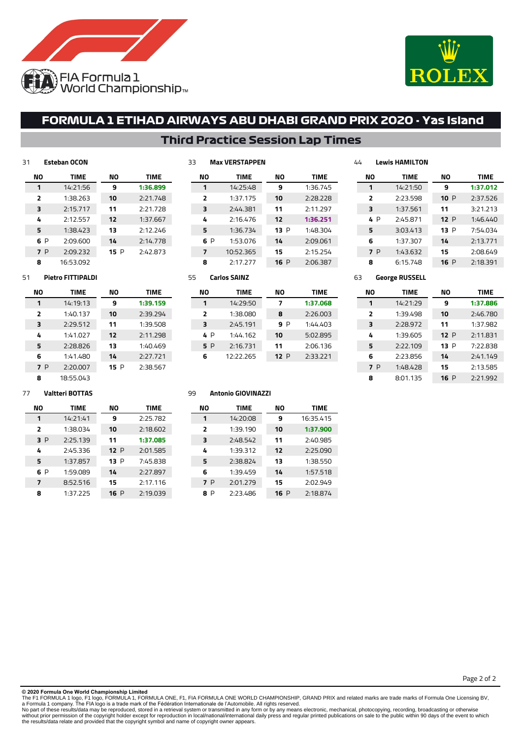FIA Formula 1 World Championship

ROLEX

# FORMULA 1 ETIHAD AIRWAYS ABU DHABI GRAND PRIX 2020 - Yas Island

## Third Practice Session Lap Times

### 31 Esteban OCON

| NO | TIME | NO | TIME |
|---|---|---|---|
| 1 | 14:21:56 | 9 | **1:36.899** |
| 2 | 1:38.263 | 10 | 2:21.748 |
| 3 | 2:15.717 | 11 | 2:21.728 |
| 4 | 2:12.557 | 12 | 1:37.667 |
| 5 | 1:38.423 | 13 | 2:12.246 |
| 6 P | 2:09.600 | 14 | 2:14.778 |
| 7 P | 2:09.232 | 15 P | 2:42.873 |
| 8 | 16:53.092 | | |

### 33 Max VERSTAPPEN

| NO | TIME | NO | TIME |
|---|---|---|---|
| 1 | 14:25:48 | 9 | 1:36.745 |
| 2 | 1:37.175 | 10 | 2:28.228 |
| 3 | 2:44.381 | 11 | 2:11.297 |
| 4 | 2:16.476 | 12 | **1:36.251** |
| 5 | 1:36.734 | 13 P | 1:48.304 |
| 6 P | 1:53.076 | 14 | 2:09.061 |
| 7 | 10:52.365 | 15 | 2:15.254 |
| 8 | 2:17.277 | 16 P | 2:06.387 |

### 44 Lewis HAMILTON

| NO | TIME | NO | TIME |
|---|---|---|---|
| 1 | 14:21:50 | 9 | **1:37.012** |
| 2 | 2:23.598 | 10 P | 2:37.526 |
| 3 | 1:37.561 | 11 | 3:21.213 |
| 4 P | 2:45.871 | 12 P | 1:46.440 |
| 5 | 3:03.413 | 13 P | 7:54.034 |
| 6 | 1:37.307 | 14 | 2:13.771 |
| 7 P | 1:43.632 | 15 | 2:08.649 |
| 8 | 6:15.748 | 16 P | 2:18.391 |

### 51 Pietro FITTIPALDI

| NO | TIME | NO | TIME |
|---|---|---|---|
| 1 | 14:19:13 | 9 | **1:39.159** |
| 2 | 1:40.137 | 10 | 2:39.294 |
| 3 | 2:29.512 | 11 | 1:39.508 |
| 4 | 1:41.027 | 12 | 2:11.298 |
| 5 | 2:28.826 | 13 | 1:40.469 |
| 6 | 1:41.480 | 14 | 2:27.721 |
| 7 P | 2:20.007 | 15 P | 2:38.567 |
| 8 | 18:55.043 | | |

### 55 Carlos SAINZ

| NO | TIME | NO | TIME |
|---|---|---|---|
| 1 | 14:29:50 | 7 | **1:37.068** |
| 2 | 1:38.080 | 8 | 2:26.003 |
| 3 | 2:45.191 | 9 P | 1:44.403 |
| 4 P | 1:44.162 | 10 | 5:02.895 |
| 5 P | 2:16.731 | 11 | 2:06.136 |
| 6 | 12:22.265 | 12 P | 2:33.221 |

### 63 George RUSSELL

| NO | TIME | NO | TIME |
|---|---|---|---|
| 1 | 14:21:29 | 9 | **1:37.886** |
| 2 | 1:39.498 | 10 | 2:46.780 |
| 3 | 2:28.972 | 11 | 1:37.982 |
| 4 | 1:39.605 | 12 P | 2:11.831 |
| 5 | 2:22.109 | 13 P | 7:22.838 |
| 6 | 2:23.856 | 14 | 2:41.149 |
| 7 P | 1:48.428 | 15 | 2:13.585 |
| 8 | 8:01.135 | 16 P | 2:21.992 |

### 77 Valtteri BOTTAS

| NO | TIME | NO | TIME |
|---|---|---|---|
| 1 | 14:21:41 | 9 | 2:25.782 |
| 2 | 1:38.034 | 10 | 2:18.602 |
| 3 P | 2:25.139 | 11 | **1:37.085** |
| 4 | 2:45.336 | 12 P | 2:01.585 |
| 5 | 1:37.857 | 13 P | 7:45.838 |
| 6 P | 1:59.089 | 14 | 2:27.897 |
| 7 | 8:52.516 | 15 | 2:17.116 |
| 8 | 1:37.225 | 16 P | 2:19.039 |

### 99 Antonio GIOVINAZZI

| NO | TIME | NO | TIME |
|---|---|---|---|
| 1 | 14:20:08 | 9 | 16:35.415 |
| 2 | 1:39.190 | 10 | **1:37.900** |
| 3 | 2:48.542 | 11 | 2:40.985 |
| 4 | 1:39.312 | 12 | 2:25.090 |
| 5 | 2:38.824 | 13 | 1:38.550 |
| 6 | 1:39.459 | 14 | 1:57.518 |
| 7 P | 2:01.279 | 15 | 2:02.949 |
| 8 P | 2:23.486 | 16 P | 2:18.874 |

**© 2020 Formula One World Championship Limited**
The F1 FORMULA 1 logo, F1 logo, FORMULA 1, FORMULA ONE, F1, FIA FORMULA ONE WORLD CHAMPIONSHIP, GRAND PRIX and related marks are trade marks of Formula One Licensing BV, a Formula 1 company. The FIA logo is a trade mark of the Fédération Internationale de l'Automobile. All rights reserved.
No part of these results/data may be reproduced, stored in a retrieval system or transmitted in any form or by any means electronic, mechanical, photocopying, recording, broadcasting or otherwise without prior permission of the copyright holder except for reproduction in local/national/international daily press and regular printed publications on sale to the public within 90 days of the event to which the results/data relate and provided that the copyright symbol and name of copyright owner appears.